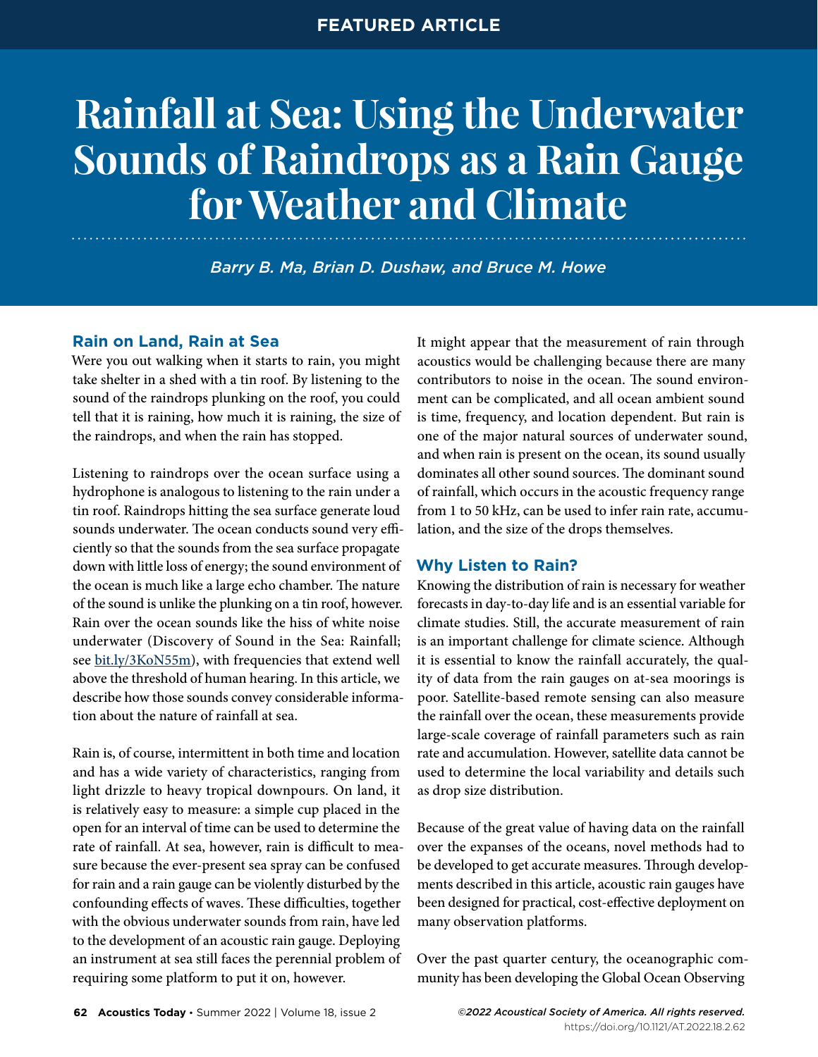FEATURED ARTICLE

# Rainfall at Sea: Using the Underwater Sounds of Raindrops as a Rain Gauge for Weather and Climate

*Barry B. Ma, Brian D. Dushaw, and Bruce M. Howe*

## Rain on Land, Rain at Sea

Were you out walking when it starts to rain, you might take shelter in a shed with a tin roof. By listening to the sound of the raindrops plunking on the roof, you could tell that it is raining, how much it is raining, the size of the raindrops, and when the rain has stopped.

Listening to raindrops over the ocean surface using a hydrophone is analogous to listening to the rain under a tin roof. Raindrops hitting the sea surface generate loud sounds underwater. The ocean conducts sound very efficiently so that the sounds from the sea surface propagate down with little loss of energy; the sound environment of the ocean is much like a large echo chamber. The nature of the sound is unlike the plunking on a tin roof, however. Rain over the ocean sounds like the hiss of white noise underwater (Discovery of Sound in the Sea: Rainfall; see bit.ly/3KoN55m), with frequencies that extend well above the threshold of human hearing. In this article, we describe how those sounds convey considerable information about the nature of rainfall at sea.

Rain is, of course, intermittent in both time and location and has a wide variety of characteristics, ranging from light drizzle to heavy tropical downpours. On land, it is relatively easy to measure: a simple cup placed in the open for an interval of time can be used to determine the rate of rainfall. At sea, however, rain is difficult to measure because the ever-present sea spray can be confused for rain and a rain gauge can be violently disturbed by the confounding effects of waves. These difficulties, together with the obvious underwater sounds from rain, have led to the development of an acoustic rain gauge. Deploying an instrument at sea still faces the perennial problem of requiring some platform to put it on, however.

It might appear that the measurement of rain through acoustics would be challenging because there are many contributors to noise in the ocean. The sound environment can be complicated, and all ocean ambient sound is time, frequency, and location dependent. But rain is one of the major natural sources of underwater sound, and when rain is present on the ocean, its sound usually dominates all other sound sources. The dominant sound of rainfall, which occurs in the acoustic frequency range from 1 to 50 kHz, can be used to infer rain rate, accumulation, and the size of the drops themselves.

## Why Listen to Rain?

Knowing the distribution of rain is necessary for weather forecasts in day-to-day life and is an essential variable for climate studies. Still, the accurate measurement of rain is an important challenge for climate science. Although it is essential to know the rainfall accurately, the quality of data from the rain gauges on at-sea moorings is poor. Satellite-based remote sensing can also measure the rainfall over the ocean, these measurements provide large-scale coverage of rainfall parameters such as rain rate and accumulation. However, satellite data cannot be used to determine the local variability and details such as drop size distribution.

Because of the great value of having data on the rainfall over the expanses of the oceans, novel methods had to be developed to get accurate measures. Through developments described in this article, acoustic rain gauges have been designed for practical, cost-effective deployment on many observation platforms.

Over the past quarter century, the oceanographic community has been developing the Global Ocean Observing

©2022 Acoustical Society of America. All rights reserved.
https://doi.org/10.1121/AT.2022.18.2.62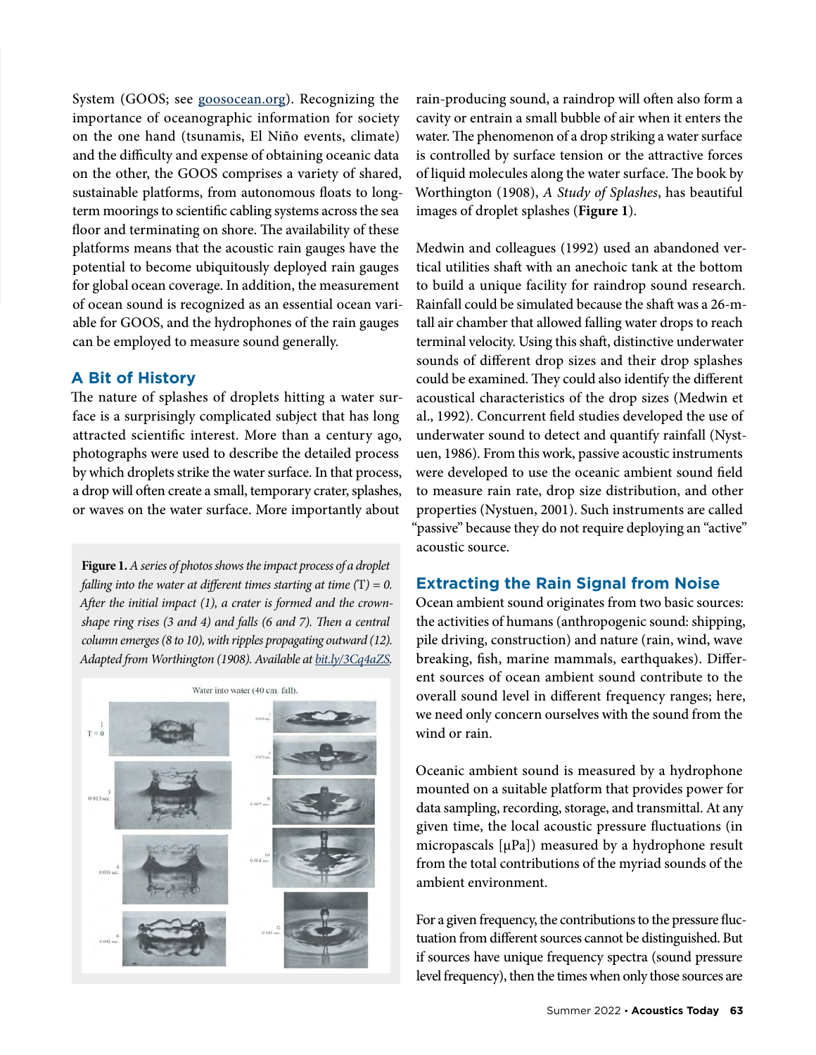System (GOOS; see goosocean.org). Recognizing the importance of oceanographic information for society on the one hand (tsunamis, El Niño events, climate) and the difficulty and expense of obtaining oceanic data on the other, the GOOS comprises a variety of shared, sustainable platforms, from autonomous floats to long-term moorings to scientific cabling systems across the sea floor and terminating on shore. The availability of these platforms means that the acoustic rain gauges have the potential to become ubiquitously deployed rain gauges for global ocean coverage. In addition, the measurement of ocean sound is recognized as an essential ocean variable for GOOS, and the hydrophones of the rain gauges can be employed to measure sound generally.

## A Bit of History

The nature of splashes of droplets hitting a water surface is a surprisingly complicated subject that has long attracted scientific interest. More than a century ago, photographs were used to describe the detailed process by which droplets strike the water surface. In that process, a drop will often create a small, temporary crater, splashes, or waves on the water surface. More importantly about rain-producing sound, a raindrop will often also form a cavity or entrain a small bubble of air when it enters the water. The phenomenon of a drop striking a water surface is controlled by surface tension or the attractive forces of liquid molecules along the water surface. The book by Worthington (1908), *A Study of Splashes*, has beautiful images of droplet splashes (**Figure 1**).

**Figure 1.** *A series of photos shows the impact process of a droplet falling into the water at different times starting at time (T) = 0. After the initial impact (1), a crater is formed and the crown-shape ring rises (3 and 4) and falls (6 and 7). Then a central column emerges (8 to 10), with ripples propagating outward (12). Adapted from Worthington (1908). Available at bit.ly/3Cq4aZS.*

Medwin and colleagues (1992) used an abandoned vertical utilities shaft with an anechoic tank at the bottom to build a unique facility for raindrop sound research. Rainfall could be simulated because the shaft was a 26-m-tall air chamber that allowed falling water drops to reach terminal velocity. Using this shaft, distinctive underwater sounds of different drop sizes and their drop splashes could be examined. They could also identify the different acoustical characteristics of the drop sizes (Medwin et al., 1992). Concurrent field studies developed the use of underwater sound to detect and quantify rainfall (Nystuen, 1986). From this work, passive acoustic instruments were developed to use the oceanic ambient sound field to measure rain rate, drop size distribution, and other properties (Nystuen, 2001). Such instruments are called "passive" because they do not require deploying an "active" acoustic source.

## Extracting the Rain Signal from Noise

Ocean ambient sound originates from two basic sources: the activities of humans (anthropogenic sound: shipping, pile driving, construction) and nature (rain, wind, wave breaking, fish, marine mammals, earthquakes). Different sources of ocean ambient sound contribute to the overall sound level in different frequency ranges; here, we need only concern ourselves with the sound from the wind or rain.

Oceanic ambient sound is measured by a hydrophone mounted on a suitable platform that provides power for data sampling, recording, storage, and transmittal. At any given time, the local acoustic pressure fluctuations (in micropascals [μPa]) measured by a hydrophone result from the total contributions of the myriad sounds of the ambient environment.

For a given frequency, the contributions to the pressure fluctuation from different sources cannot be distinguished. But if sources have unique frequency spectra (sound pressure level frequency), then the times when only those sources are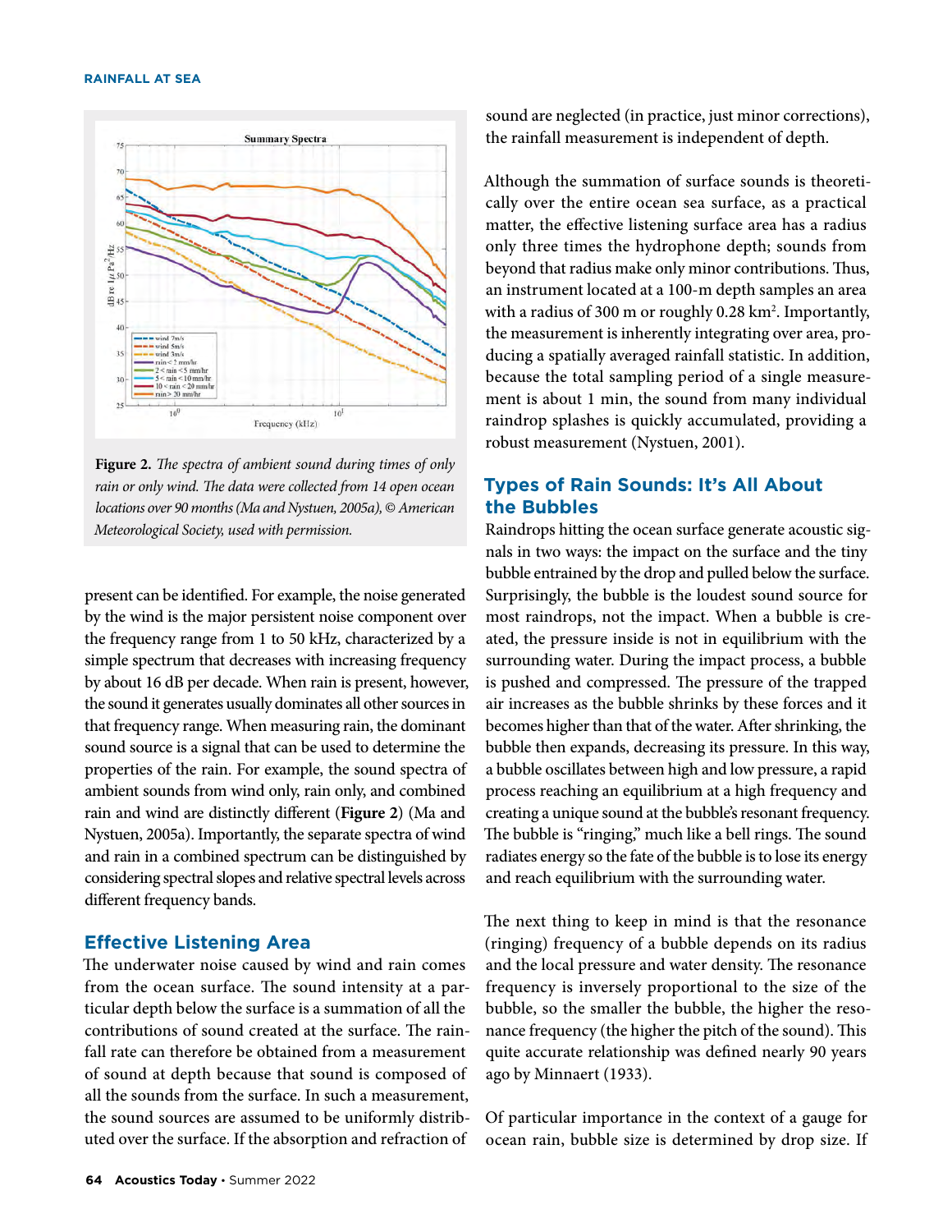Figure 2. *The spectra of ambient sound during times of only rain or only wind. The data were collected from 14 open ocean locations over 90 months (Ma and Nystuen, 2005a), © American Meteorological Society, used with permission.*

present can be identified. For example, the noise generated by the wind is the major persistent noise component over the frequency range from 1 to 50 kHz, characterized by a simple spectrum that decreases with increasing frequency by about 16 dB per decade. When rain is present, however, the sound it generates usually dominates all other sources in that frequency range. When measuring rain, the dominant sound source is a signal that can be used to determine the properties of the rain. For example, the sound spectra of ambient sounds from wind only, rain only, and combined rain and wind are distinctly different (**Figure 2**) (Ma and Nystuen, 2005a). Importantly, the separate spectra of wind and rain in a combined spectrum can be distinguished by considering spectral slopes and relative spectral levels across different frequency bands.

## Effective Listening Area

The underwater noise caused by wind and rain comes from the ocean surface. The sound intensity at a particular depth below the surface is a summation of all the contributions of sound created at the surface. The rainfall rate can therefore be obtained from a measurement of sound at depth because that sound is composed of all the sounds from the surface. In such a measurement, the sound sources are assumed to be uniformly distributed over the surface. If the absorption and refraction of sound are neglected (in practice, just minor corrections), the rainfall measurement is independent of depth.

Although the summation of surface sounds is theoretically over the entire ocean sea surface, as a practical matter, the effective listening surface area has a radius only three times the hydrophone depth; sounds from beyond that radius make only minor contributions. Thus, an instrument located at a 100-m depth samples an area with a radius of 300 m or roughly 0.28 km$^2$. Importantly, the measurement is inherently integrating over area, producing a spatially averaged rainfall statistic. In addition, because the total sampling period of a single measurement is about 1 min, the sound from many individual raindrop splashes is quickly accumulated, providing a robust measurement (Nystuen, 2001).

## Types of Rain Sounds: It's All About the Bubbles

Raindrops hitting the ocean surface generate acoustic signals in two ways: the impact on the surface and the tiny bubble entrained by the drop and pulled below the surface. Surprisingly, the bubble is the loudest sound source for most raindrops, not the impact. When a bubble is created, the pressure inside is not in equilibrium with the surrounding water. During the impact process, a bubble is pushed and compressed. The pressure of the trapped air increases as the bubble shrinks by these forces and it becomes higher than that of the water. After shrinking, the bubble then expands, decreasing its pressure. In this way, a bubble oscillates between high and low pressure, a rapid process reaching an equilibrium at a high frequency and creating a unique sound at the bubble's resonant frequency. The bubble is "ringing," much like a bell rings. The sound radiates energy so the fate of the bubble is to lose its energy and reach equilibrium with the surrounding water.

The next thing to keep in mind is that the resonance (ringing) frequency of a bubble depends on its radius and the local pressure and water density. The resonance frequency is inversely proportional to the size of the bubble, so the smaller the bubble, the higher the resonance frequency (the higher the pitch of the sound). This quite accurate relationship was defined nearly 90 years ago by Minnaert (1933).

Of particular importance in the context of a gauge for ocean rain, bubble size is determined by drop size. If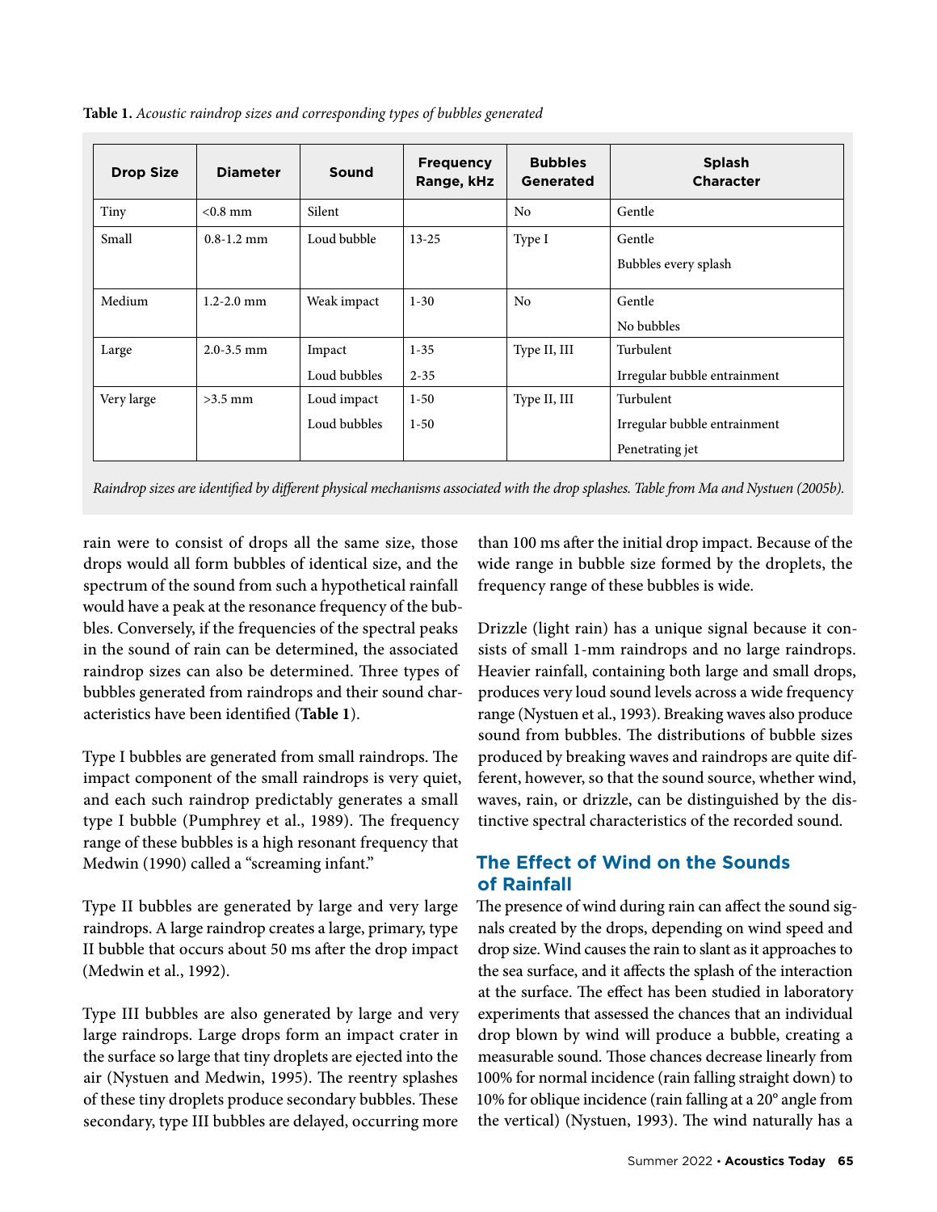**Table 1.** *Acoustic raindrop sizes and corresponding types of bubbles generated*

| Drop Size | Diameter | Sound | Frequency Range, kHz | Bubbles Generated | Splash Character |
|---|---|---|---|---|---|
| Tiny | <0.8 mm | Silent | | No | Gentle |
| Small | 0.8-1.2 mm | Loud bubble | 13-25 | Type I | Gentle<br>Bubbles every splash |
| Medium | 1.2-2.0 mm | Weak impact | 1-30 | No | Gentle<br>No bubbles |
| Large | 2.0-3.5 mm | Impact<br>Loud bubbles | 1-35<br>2-35 | Type II, III | Turbulent<br>Irregular bubble entrainment |
| Very large | >3.5 mm | Loud impact<br>Loud bubbles | 1-50<br>1-50 | Type II, III | Turbulent<br>Irregular bubble entrainment<br>Penetrating jet |

*Raindrop sizes are identified by different physical mechanisms associated with the drop splashes. Table from Ma and Nystuen (2005b).*

rain were to consist of drops all the same size, those drops would all form bubbles of identical size, and the spectrum of the sound from such a hypothetical rainfall would have a peak at the resonance frequency of the bubbles. Conversely, if the frequencies of the spectral peaks in the sound of rain can be determined, the associated raindrop sizes can also be determined. Three types of bubbles generated from raindrops and their sound characteristics have been identified (**Table 1**).

Type I bubbles are generated from small raindrops. The impact component of the small raindrops is very quiet, and each such raindrop predictably generates a small type I bubble (Pumphrey et al., 1989). The frequency range of these bubbles is a high resonant frequency that Medwin (1990) called a "screaming infant."

Type II bubbles are generated by large and very large raindrops. A large raindrop creates a large, primary, type II bubble that occurs about 50 ms after the drop impact (Medwin et al., 1992).

Type III bubbles are also generated by large and very large raindrops. Large drops form an impact crater in the surface so large that tiny droplets are ejected into the air (Nystuen and Medwin, 1995). The reentry splashes of these tiny droplets produce secondary bubbles. These secondary, type III bubbles are delayed, occurring more than 100 ms after the initial drop impact. Because of the wide range in bubble size formed by the droplets, the frequency range of these bubbles is wide.

Drizzle (light rain) has a unique signal because it consists of small 1-mm raindrops and no large raindrops. Heavier rainfall, containing both large and small drops, produces very loud sound levels across a wide frequency range (Nystuen et al., 1993). Breaking waves also produce sound from bubbles. The distributions of bubble sizes produced by breaking waves and raindrops are quite different, however, so that the sound source, whether wind, waves, rain, or drizzle, can be distinguished by the distinctive spectral characteristics of the recorded sound.

## The Effect of Wind on the Sounds of Rainfall

The presence of wind during rain can affect the sound signals created by the drops, depending on wind speed and drop size. Wind causes the rain to slant as it approaches to the sea surface, and it affects the splash of the interaction at the surface. The effect has been studied in laboratory experiments that assessed the chances that an individual drop blown by wind will produce a bubble, creating a measurable sound. Those chances decrease linearly from 100% for normal incidence (rain falling straight down) to 10% for oblique incidence (rain falling at a 20° angle from the vertical) (Nystuen, 1993). The wind naturally has a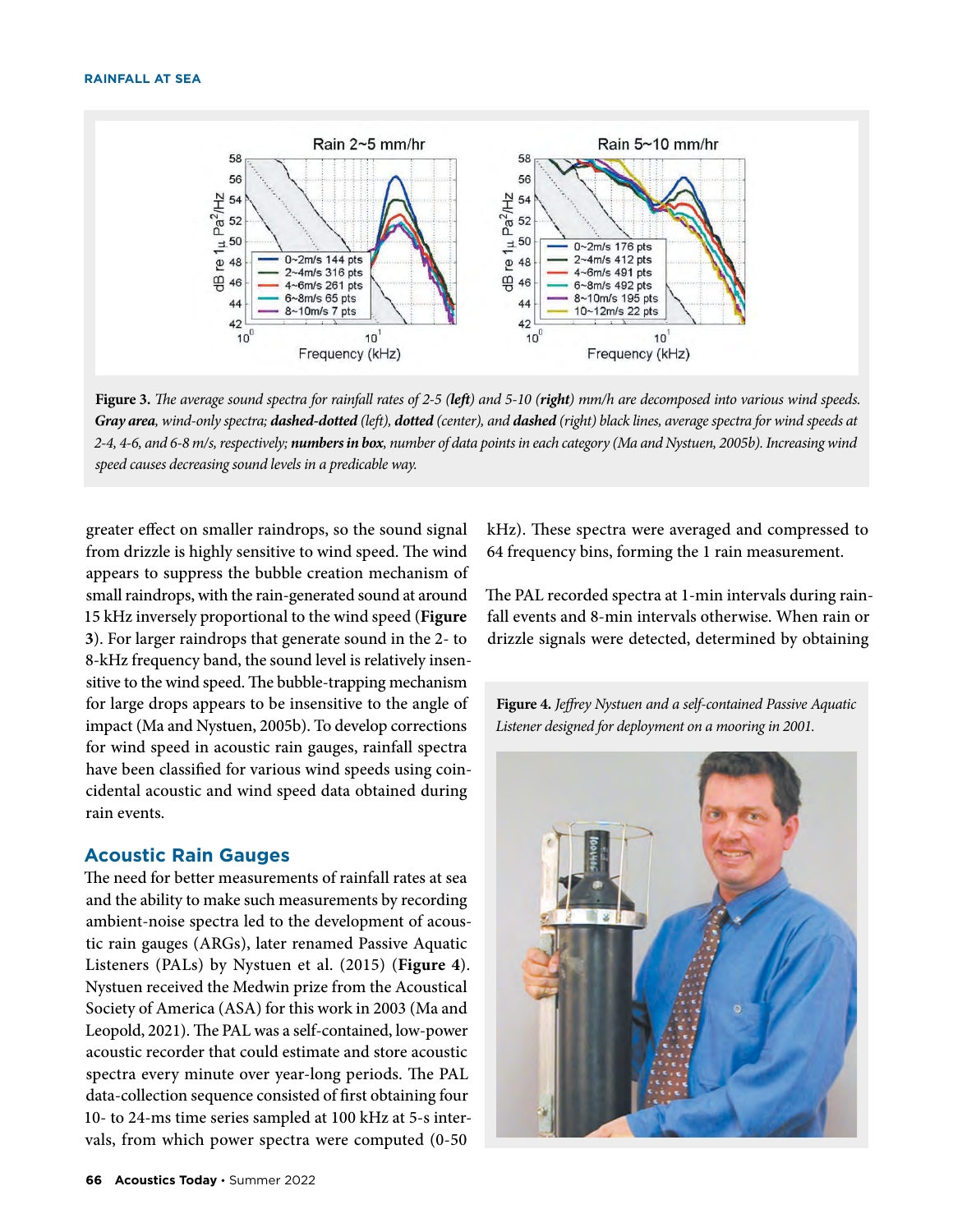**Figure 3.** *The average sound spectra for rainfall rates of 2-5 (**left**) and 5-10 (**right**) mm/h are decomposed into various wind speeds. **Gray area**, wind-only spectra; **dashed-dotted** (left), **dotted** (center), and **dashed** (right) black lines, average spectra for wind speeds at 2-4, 4-6, and 6-8 m/s, respectively; **numbers in box**, number of data points in each category (Ma and Nystuen, 2005b). Increasing wind speed causes decreasing sound levels in a predicable way.*

greater effect on smaller raindrops, so the sound signal from drizzle is highly sensitive to wind speed. The wind appears to suppress the bubble creation mechanism of small raindrops, with the rain-generated sound at around 15 kHz inversely proportional to the wind speed (**Figure 3**). For larger raindrops that generate sound in the 2- to 8-kHz frequency band, the sound level is relatively insensitive to the wind speed. The bubble-trapping mechanism for large drops appears to be insensitive to the angle of impact (Ma and Nystuen, 2005b). To develop corrections for wind speed in acoustic rain gauges, rainfall spectra have been classified for various wind speeds using coincidental acoustic and wind speed data obtained during rain events.

## Acoustic Rain Gauges

The need for better measurements of rainfall rates at sea and the ability to make such measurements by recording ambient-noise spectra led to the development of acoustic rain gauges (ARGs), later renamed Passive Aquatic Listeners (PALs) by Nystuen et al. (2015) (**Figure 4**). Nystuen received the Medwin prize from the Acoustical Society of America (ASA) for this work in 2003 (Ma and Leopold, 2021). The PAL was a self-contained, low-power acoustic recorder that could estimate and store acoustic spectra every minute over year-long periods. The PAL data-collection sequence consisted of first obtaining four 10- to 24-ms time series sampled at 100 kHz at 5-s intervals, from which power spectra were computed (0-50 kHz). These spectra were averaged and compressed to 64 frequency bins, forming the 1 rain measurement.

The PAL recorded spectra at 1-min intervals during rainfall events and 8-min intervals otherwise. When rain or drizzle signals were detected, determined by obtaining

**Figure 4.** *Jeffrey Nystuen and a self-contained Passive Aquatic Listener designed for deployment on a mooring in 2001.*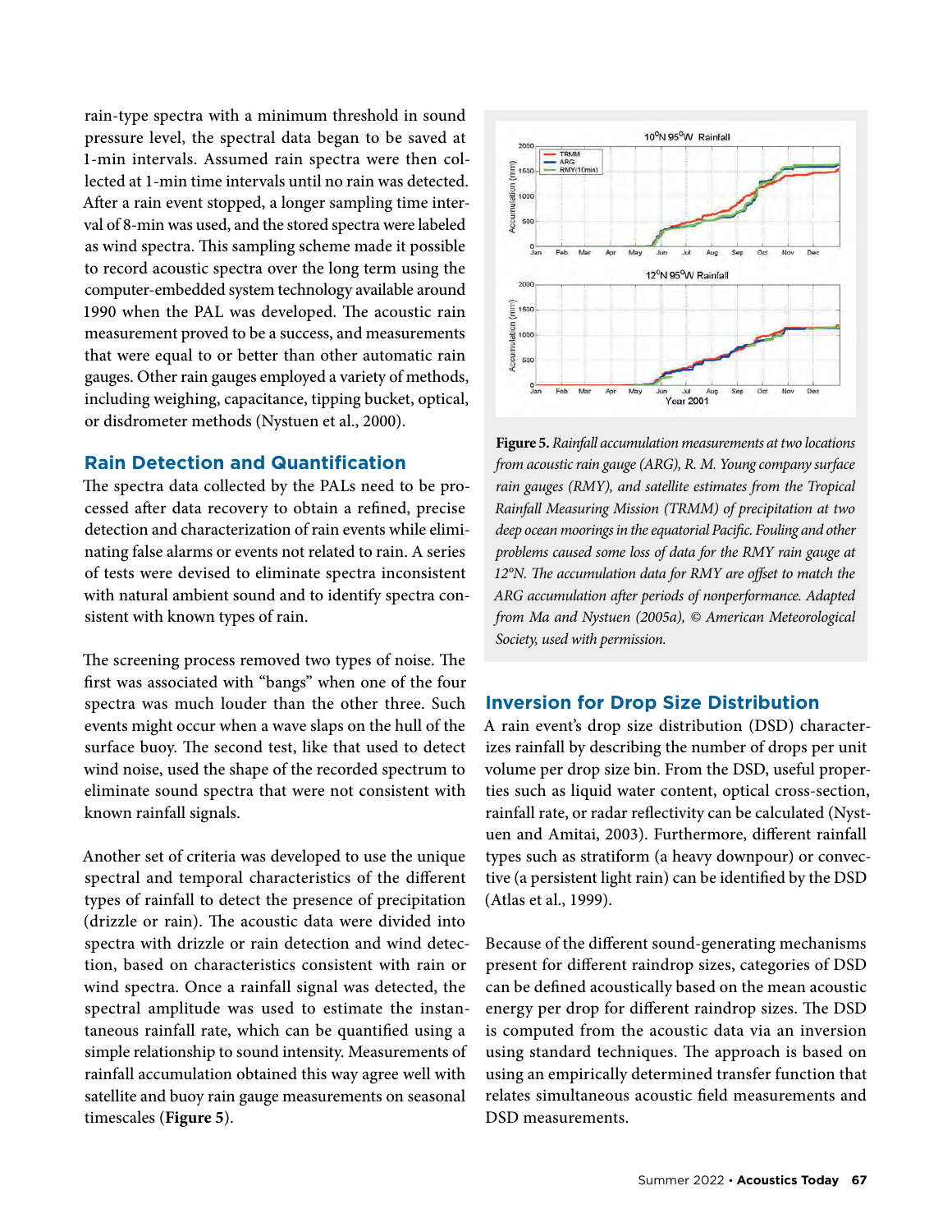rain-type spectra with a minimum threshold in sound pressure level, the spectral data began to be saved at 1-min intervals. Assumed rain spectra were then collected at 1-min time intervals until no rain was detected. After a rain event stopped, a longer sampling time interval of 8-min was used, and the stored spectra were labeled as wind spectra. This sampling scheme made it possible to record acoustic spectra over the long term using the computer-embedded system technology available around 1990 when the PAL was developed. The acoustic rain measurement proved to be a success, and measurements that were equal to or better than other automatic rain gauges. Other rain gauges employed a variety of methods, including weighing, capacitance, tipping bucket, optical, or disdrometer methods (Nystuen et al., 2000).

## Rain Detection and Quantification

The spectra data collected by the PALs need to be processed after data recovery to obtain a refined, precise detection and characterization of rain events while eliminating false alarms or events not related to rain. A series of tests were devised to eliminate spectra inconsistent with natural ambient sound and to identify spectra consistent with known types of rain.

The screening process removed two types of noise. The first was associated with "bangs" when one of the four spectra was much louder than the other three. Such events might occur when a wave slaps on the hull of the surface buoy. The second test, like that used to detect wind noise, used the shape of the recorded spectrum to eliminate sound spectra that were not consistent with known rainfall signals.

Another set of criteria was developed to use the unique spectral and temporal characteristics of the different types of rainfall to detect the presence of precipitation (drizzle or rain). The acoustic data were divided into spectra with drizzle or rain detection and wind detection, based on characteristics consistent with rain or wind spectra. Once a rainfall signal was detected, the spectral amplitude was used to estimate the instantaneous rainfall rate, which can be quantified using a simple relationship to sound intensity. Measurements of rainfall accumulation obtained this way agree well with satellite and buoy rain gauge measurements on seasonal timescales (**Figure 5**).

**Figure 5.** *Rainfall accumulation measurements at two locations from acoustic rain gauge (ARG), R. M. Young company surface rain gauges (RMY), and satellite estimates from the Tropical Rainfall Measuring Mission (TRMM) of precipitation at two deep ocean moorings in the equatorial Pacific. Fouling and other problems caused some loss of data for the RMY rain gauge at 12°N. The accumulation data for RMY are offset to match the ARG accumulation after periods of nonperformance. Adapted from Ma and Nystuen (2005a), © American Meteorological Society, used with permission.*

## Inversion for Drop Size Distribution

A rain event's drop size distribution (DSD) characterizes rainfall by describing the number of drops per unit volume per drop size bin. From the DSD, useful properties such as liquid water content, optical cross-section, rainfall rate, or radar reflectivity can be calculated (Nystuen and Amitai, 2003). Furthermore, different rainfall types such as stratiform (a heavy downpour) or convective (a persistent light rain) can be identified by the DSD (Atlas et al., 1999).

Because of the different sound-generating mechanisms present for different raindrop sizes, categories of DSD can be defined acoustically based on the mean acoustic energy per drop for different raindrop sizes. The DSD is computed from the acoustic data via an inversion using standard techniques. The approach is based on using an empirically determined transfer function that relates simultaneous acoustic field measurements and DSD measurements.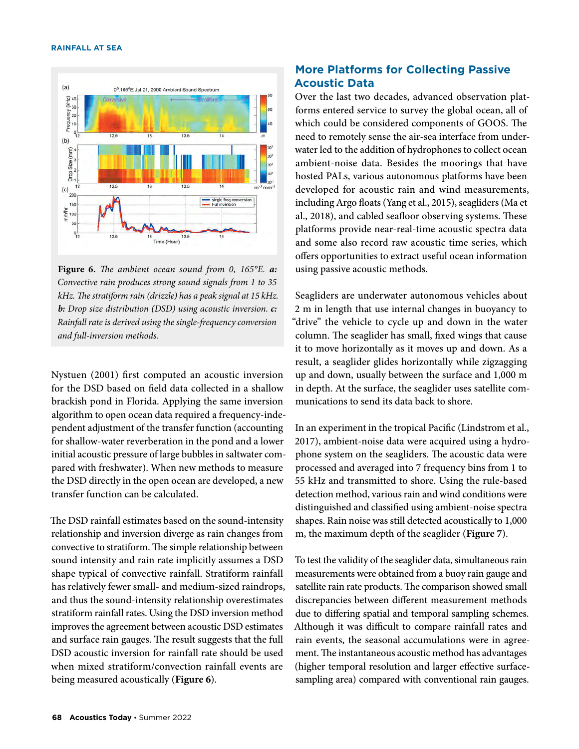**Figure 6.** *The ambient ocean sound from 0, 165°E.* ***a:*** *Convective rain produces strong sound signals from 1 to 35 kHz. The stratiform rain (drizzle) has a peak signal at 15 kHz.* ***b:*** *Drop size distribution (DSD) using acoustic inversion.* ***c:*** *Rainfall rate is derived using the single-frequency conversion and full-inversion methods.*

Nystuen (2001) first computed an acoustic inversion for the DSD based on field data collected in a shallow brackish pond in Florida. Applying the same inversion algorithm to open ocean data required a frequency-independent adjustment of the transfer function (accounting for shallow-water reverberation in the pond and a lower initial acoustic pressure of large bubbles in saltwater compared with freshwater). When new methods to measure the DSD directly in the open ocean are developed, a new transfer function can be calculated.

The DSD rainfall estimates based on the sound-intensity relationship and inversion diverge as rain changes from convective to stratiform. The simple relationship between sound intensity and rain rate implicitly assumes a DSD shape typical of convective rainfall. Stratiform rainfall has relatively fewer small- and medium-sized raindrops, and thus the sound-intensity relationship overestimates stratiform rainfall rates. Using the DSD inversion method improves the agreement between acoustic DSD estimates and surface rain gauges. The result suggests that the full DSD acoustic inversion for rainfall rate should be used when mixed stratiform/convection rainfall events are being measured acoustically (**Figure 6**).

## More Platforms for Collecting Passive Acoustic Data

Over the last two decades, advanced observation platforms entered service to survey the global ocean, all of which could be considered components of GOOS. The need to remotely sense the air-sea interface from underwater led to the addition of hydrophones to collect ocean ambient-noise data. Besides the moorings that have hosted PALs, various autonomous platforms have been developed for acoustic rain and wind measurements, including Argo floats (Yang et al., 2015), seagliders (Ma et al., 2018), and cabled seafloor observing systems. These platforms provide near-real-time acoustic spectra data and some also record raw acoustic time series, which offers opportunities to extract useful ocean information using passive acoustic methods.

Seagliders are underwater autonomous vehicles about 2 m in length that use internal changes in buoyancy to "drive" the vehicle to cycle up and down in the water column. The seaglider has small, fixed wings that cause it to move horizontally as it moves up and down. As a result, a seaglider glides horizontally while zigzagging up and down, usually between the surface and 1,000 m in depth. At the surface, the seaglider uses satellite communications to send its data back to shore.

In an experiment in the tropical Pacific (Lindstrom et al., 2017), ambient-noise data were acquired using a hydrophone system on the seagliders. The acoustic data were processed and averaged into 7 frequency bins from 1 to 55 kHz and transmitted to shore. Using the rule-based detection method, various rain and wind conditions were distinguished and classified using ambient-noise spectra shapes. Rain noise was still detected acoustically to 1,000 m, the maximum depth of the seaglider (**Figure 7**).

To test the validity of the seaglider data, simultaneous rain measurements were obtained from a buoy rain gauge and satellite rain rate products. The comparison showed small discrepancies between different measurement methods due to differing spatial and temporal sampling schemes. Although it was difficult to compare rainfall rates and rain events, the seasonal accumulations were in agreement. The instantaneous acoustic method has advantages (higher temporal resolution and larger effective surface-sampling area) compared with conventional rain gauges.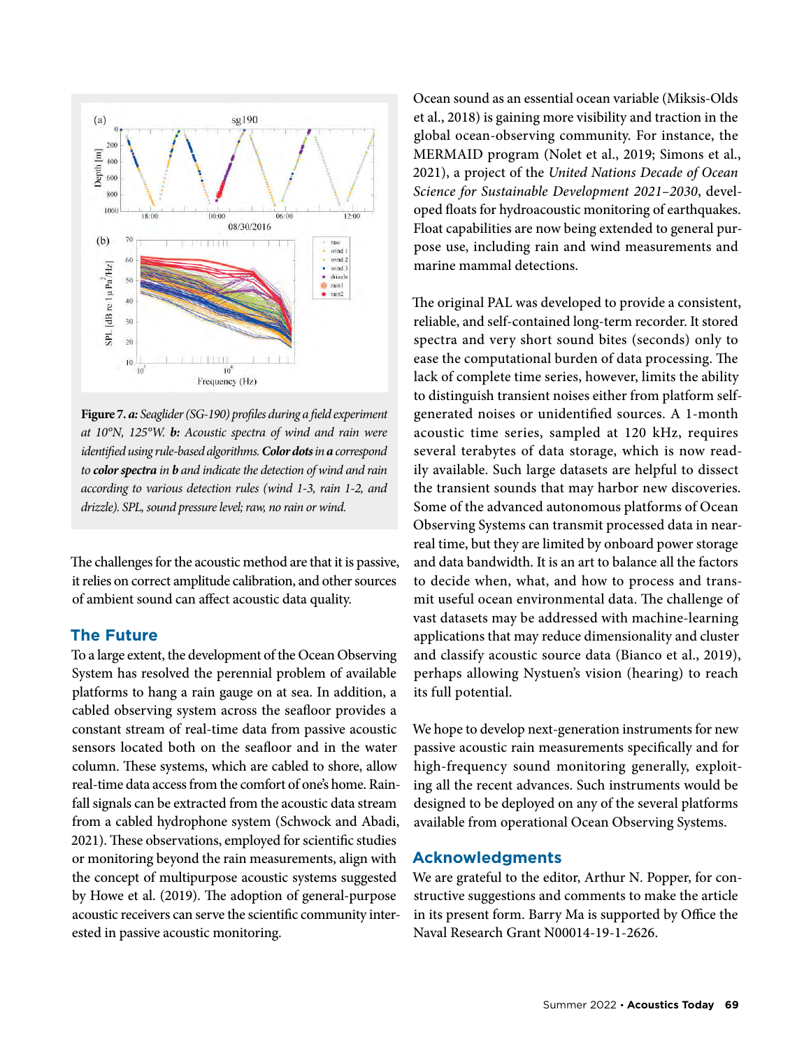**Figure 7.** ***a:*** *Seaglider (SG-190) profiles during a field experiment at 10°N, 125°W.* ***b:*** *Acoustic spectra of wind and rain were identified using rule-based algorithms.* ***Color dots*** *in* ***a*** *correspond to* ***color spectra*** *in* ***b*** *and indicate the detection of wind and rain according to various detection rules (wind 1-3, rain 1-2, and drizzle). SPL, sound pressure level; raw, no rain or wind.*

The challenges for the acoustic method are that it is passive, it relies on correct amplitude calibration, and other sources of ambient sound can affect acoustic data quality.

## The Future

To a large extent, the development of the Ocean Observing System has resolved the perennial problem of available platforms to hang a rain gauge on at sea. In addition, a cabled observing system across the seafloor provides a constant stream of real-time data from passive acoustic sensors located both on the seafloor and in the water column. These systems, which are cabled to shore, allow real-time data access from the comfort of one's home. Rainfall signals can be extracted from the acoustic data stream from a cabled hydrophone system (Schwock and Abadi, 2021). These observations, employed for scientific studies or monitoring beyond the rain measurements, align with the concept of multipurpose acoustic systems suggested by Howe et al. (2019). The adoption of general-purpose acoustic receivers can serve the scientific community interested in passive acoustic monitoring.

Ocean sound as an essential ocean variable (Miksis-Olds et al., 2018) is gaining more visibility and traction in the global ocean-observing community. For instance, the MERMAID program (Nolet et al., 2019; Simons et al., 2021), a project of the *United Nations Decade of Ocean Science for Sustainable Development 2021–2030*, developed floats for hydroacoustic monitoring of earthquakes. Float capabilities are now being extended to general purpose use, including rain and wind measurements and marine mammal detections.

The original PAL was developed to provide a consistent, reliable, and self-contained long-term recorder. It stored spectra and very short sound bites (seconds) only to ease the computational burden of data processing. The lack of complete time series, however, limits the ability to distinguish transient noises either from platform self-generated noises or unidentified sources. A 1-month acoustic time series, sampled at 120 kHz, requires several terabytes of data storage, which is now readily available. Such large datasets are helpful to dissect the transient sounds that may harbor new discoveries. Some of the advanced autonomous platforms of Ocean Observing Systems can transmit processed data in near-real time, but they are limited by onboard power storage and data bandwidth. It is an art to balance all the factors to decide when, what, and how to process and transmit useful ocean environmental data. The challenge of vast datasets may be addressed with machine-learning applications that may reduce dimensionality and cluster and classify acoustic source data (Bianco et al., 2019), perhaps allowing Nystuen's vision (hearing) to reach its full potential.

We hope to develop next-generation instruments for new passive acoustic rain measurements specifically and for high-frequency sound monitoring generally, exploiting all the recent advances. Such instruments would be designed to be deployed on any of the several platforms available from operational Ocean Observing Systems.

## Acknowledgments

We are grateful to the editor, Arthur N. Popper, for constructive suggestions and comments to make the article in its present form. Barry Ma is supported by Office the Naval Research Grant N00014-19-1-2626.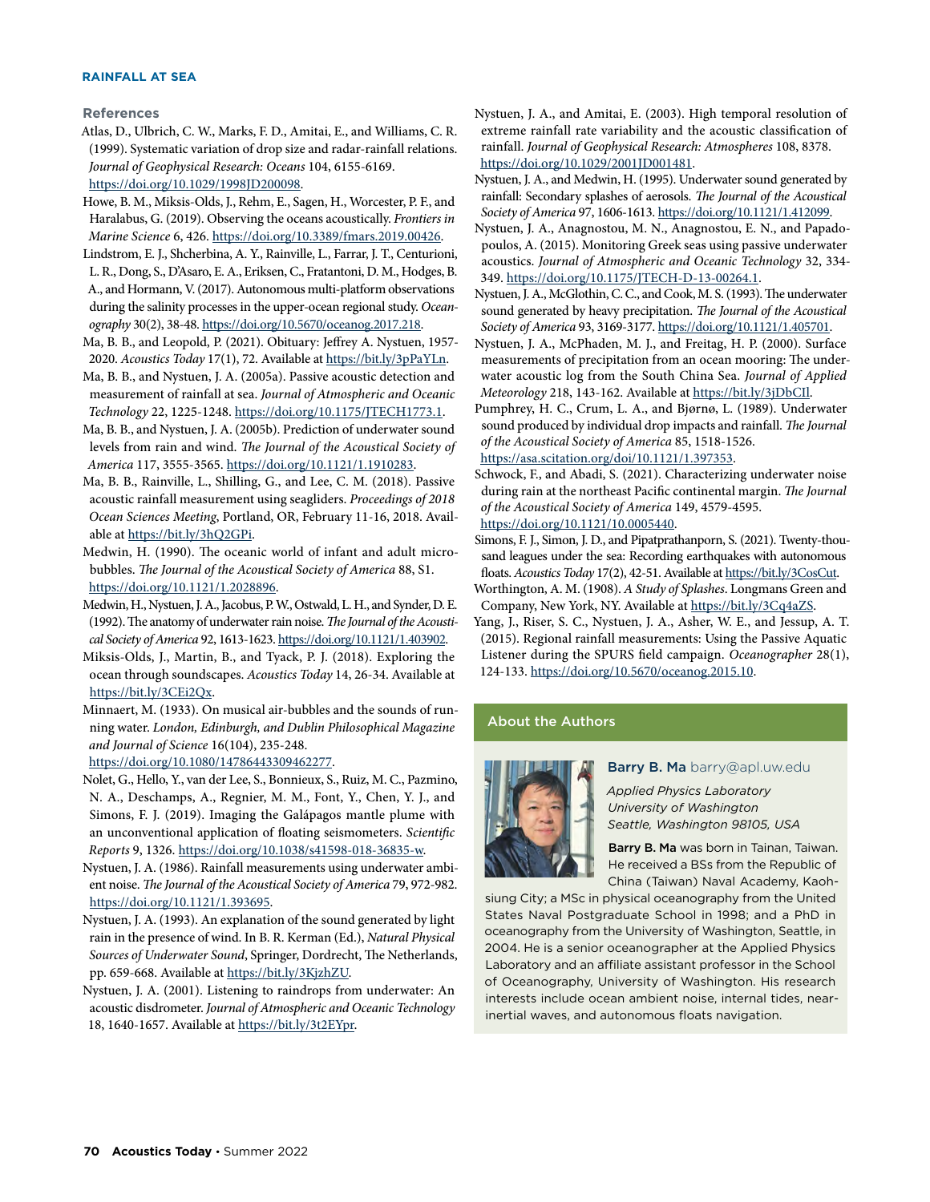### References

Atlas, D., Ulbrich, C. W., Marks, F. D., Amitai, E., and Williams, C. R. (1999). Systematic variation of drop size and radar-rainfall relations. *Journal of Geophysical Research: Oceans* 104, 6155-6169. https://doi.org/10.1029/1998JD200098.

Howe, B. M., Miksis-Olds, J., Rehm, E., Sagen, H., Worcester, P. F., and Haralabus, G. (2019). Observing the oceans acoustically. *Frontiers in Marine Science* 6, 426. https://doi.org/10.3389/fmars.2019.00426.

Lindstrom, E. J., Shcherbina, A. Y., Rainville, L., Farrar, J. T., Centurioni, L. R., Dong, S., D'Asaro, E. A., Eriksen, C., Fratantoni, D. M., Hodges, B. A., and Hormann, V. (2017). Autonomous multi-platform observations during the salinity processes in the upper-ocean regional study. *Oceanography* 30(2), 38-48. https://doi.org/10.5670/oceanog.2017.218.

Ma, B. B., and Leopold, P. (2021). Obituary: Jeffrey A. Nystuen, 1957-2020. *Acoustics Today* 17(1), 72. Available at https://bit.ly/3pPaYLn.

Ma, B. B., and Nystuen, J. A. (2005a). Passive acoustic detection and measurement of rainfall at sea. *Journal of Atmospheric and Oceanic Technology* 22, 1225-1248. https://doi.org/10.1175/JTECH1773.1.

Ma, B. B., and Nystuen, J. A. (2005b). Prediction of underwater sound levels from rain and wind. *The Journal of the Acoustical Society of America* 117, 3555-3565. https://doi.org/10.1121/1.1910283.

Ma, B. B., Rainville, L., Shilling, G., and Lee, C. M. (2018). Passive acoustic rainfall measurement using seagliders. *Proceedings of 2018 Ocean Sciences Meeting*, Portland, OR, February 11-16, 2018. Available at https://bit.ly/3hQ2GPi.

Medwin, H. (1990). The oceanic world of infant and adult microbubbles. *The Journal of the Acoustical Society of America* 88, S1. https://doi.org/10.1121/1.2028896.

Medwin, H., Nystuen, J. A., Jacobus, P. W., Ostwald, L. H., and Synder, D. E. (1992). The anatomy of underwater rain noise. *The Journal of the Acoustical Society of America* 92, 1613-1623. https://doi.org/10.1121/1.403902.

Miksis-Olds, J., Martin, B., and Tyack, P. J. (2018). Exploring the ocean through soundscapes. *Acoustics Today* 14, 26-34. Available at https://bit.ly/3CEi2Qx.

Minnaert, M. (1933). On musical air-bubbles and the sounds of running water. *London, Edinburgh, and Dublin Philosophical Magazine and Journal of Science* 16(104), 235-248. https://doi.org/10.1080/14786443309462277.

Nolet, G., Hello, Y., van der Lee, S., Bonnieux, S., Ruiz, M. C., Pazmino, N. A., Deschamps, A., Regnier, M. M., Font, Y., Chen, Y. J., and Simons, F. J. (2019). Imaging the Galápagos mantle plume with an unconventional application of floating seismometers. *Scientific Reports* 9, 1326. https://doi.org/10.1038/s41598-018-36835-w.

Nystuen, J. A. (1986). Rainfall measurements using underwater ambient noise. *The Journal of the Acoustical Society of America* 79, 972-982. https://doi.org/10.1121/1.393695.

Nystuen, J. A. (1993). An explanation of the sound generated by light rain in the presence of wind. In B. R. Kerman (Ed.), *Natural Physical Sources of Underwater Sound*, Springer, Dordrecht, The Netherlands, pp. 659-668. Available at https://bit.ly/3KjzhZU.

Nystuen, J. A. (2001). Listening to raindrops from underwater: An acoustic disdrometer. *Journal of Atmospheric and Oceanic Technology* 18, 1640-1657. Available at https://bit.ly/3t2EYpr.

Nystuen, J. A., and Amitai, E. (2003). High temporal resolution of extreme rainfall rate variability and the acoustic classification of rainfall. *Journal of Geophysical Research: Atmospheres* 108, 8378. https://doi.org/10.1029/2001JD001481.

Nystuen, J. A., and Medwin, H. (1995). Underwater sound generated by rainfall: Secondary splashes of aerosols. *The Journal of the Acoustical Society of America* 97, 1606-1613. https://doi.org/10.1121/1.412099.

Nystuen, J. A., Anagnostou, M. N., Anagnostou, E. N., and Papadopoulos, A. (2015). Monitoring Greek seas using passive underwater acoustics. *Journal of Atmospheric and Oceanic Technology* 32, 334-349. https://doi.org/10.1175/JTECH-D-13-00264.1.

Nystuen, J. A., McGlothin, C. C., and Cook, M. S. (1993). The underwater sound generated by heavy precipitation. *The Journal of the Acoustical Society of America* 93, 3169-3177. https://doi.org/10.1121/1.405701.

Nystuen, J. A., McPhaden, M. J., and Freitag, H. P. (2000). Surface measurements of precipitation from an ocean mooring: The underwater acoustic log from the South China Sea. *Journal of Applied Meteorology* 218, 143-162. Available at https://bit.ly/3jDbCIl.

Pumphrey, H. C., Crum, L. A., and Bjørnø, L. (1989). Underwater sound produced by individual drop impacts and rainfall. *The Journal of the Acoustical Society of America* 85, 1518-1526. https://asa.scitation.org/doi/10.1121/1.397353.

Schwock, F., and Abadi, S. (2021). Characterizing underwater noise during rain at the northeast Pacific continental margin. *The Journal of the Acoustical Society of America* 149, 4579-4595. https://doi.org/10.1121/10.0005440.

Simons, F. J., Simon, J. D., and Pipatprathanporn, S. (2021). Twenty-thousand leagues under the sea: Recording earthquakes with autonomous floats. *Acoustics Today* 17(2), 42-51. Available at https://bit.ly/3CosCut.

Worthington, A. M. (1908). *A Study of Splashes*. Longmans Green and Company, New York, NY. Available at https://bit.ly/3Cq4aZS.

Yang, J., Riser, S. C., Nystuen, J. A., Asher, W. E., and Jessup, A. T. (2015). Regional rainfall measurements: Using the Passive Aquatic Listener during the SPURS field campaign. *Oceanographer* 28(1), 124-133. https://doi.org/10.5670/oceanog.2015.10.

### About the Authors

**Barry B. Ma** barry@apl.uw.edu

*Applied Physics Laboratory*
*University of Washington*
*Seattle, Washington 98105, USA*

**Barry B. Ma** was born in Tainan, Taiwan. He received a BSs from the Republic of China (Taiwan) Naval Academy, Kaohsiung City; a MSc in physical oceanography from the United States Naval Postgraduate School in 1998; and a PhD in oceanography from the University of Washington, Seattle, in 2004. He is a senior oceanographer at the Applied Physics Laboratory and an affiliate assistant professor in the School of Oceanography, University of Washington. His research interests include ocean ambient noise, internal tides, near-inertial waves, and autonomous floats navigation.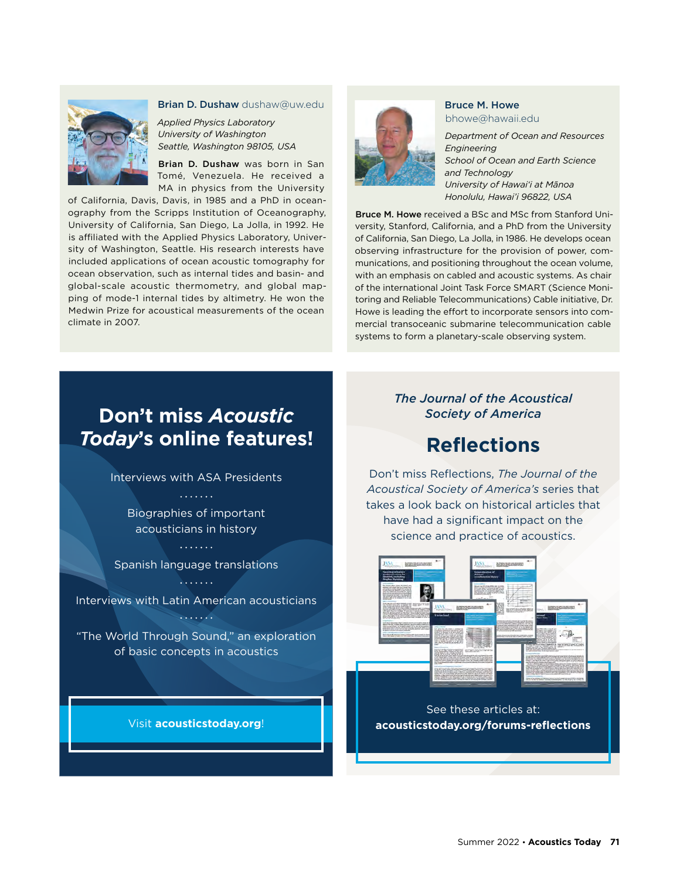**Brian D. Dushaw** dushaw@uw.edu

*Applied Physics Laboratory*
*University of Washington*
*Seattle, Washington 98105, USA*

**Brian D. Dushaw** was born in San Tomé, Venezuela. He received a MA in physics from the University of California, Davis, Davis, in 1985 and a PhD in oceanography from the Scripps Institution of Oceanography, University of California, San Diego, La Jolla, in 1992. He is affiliated with the Applied Physics Laboratory, University of Washington, Seattle. His research interests have included applications of ocean acoustic tomography for ocean observation, such as internal tides and basin- and global-scale acoustic thermometry, and global mapping of mode-1 internal tides by altimetry. He won the Medwin Prize for acoustical measurements of the ocean climate in 2007.

**Bruce M. Howe**
bhowe@hawaii.edu

*Department of Ocean and Resources Engineering*
*School of Ocean and Earth Science and Technology*
*University of Hawai'i at Mānoa*
*Honolulu, Hawai'i 96822, USA*

**Bruce M. Howe** received a BSc and MSc from Stanford University, Stanford, California, and a PhD from the University of California, San Diego, La Jolla, in 1986. He develops ocean observing infrastructure for the provision of power, communications, and positioning throughout the ocean volume, with an emphasis on cabled and acoustic systems. As chair of the international Joint Task Force SMART (Science Monitoring and Reliable Telecommunications) Cable initiative, Dr. Howe is leading the effort to incorporate sensors into commercial transoceanic submarine telecommunication cable systems to form a planetary-scale observing system.

## Don't miss *Acoustic Today*'s online features!

Interviews with ASA Presidents

Biographies of important acousticians in history

Spanish language translations

Interviews with Latin American acousticians

"The World Through Sound," an exploration of basic concepts in acoustics

Visit **acousticstoday.org**!

*The Journal of the Acoustical Society of America*

## Reflections

Don't miss Reflections, *The Journal of the Acoustical Society of America's* series that takes a look back on historical articles that have had a significant impact on the science and practice of acoustics.

See these articles at:
**acousticstoday.org/forums-reflections**